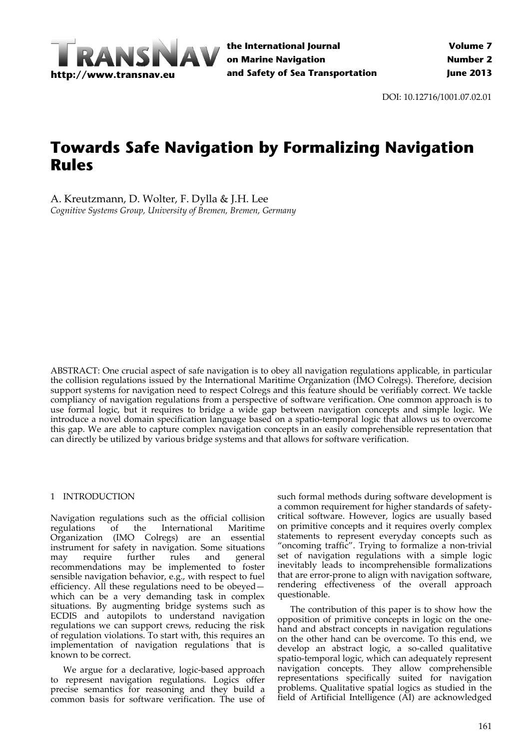DOI: 10.12716/1001.07.02.01

# Towards Safe Navigation by Formalizing Navigation Rules

A. Kreutzmann, D. Wolter, F. Dylla & J.H. Lee

*Cognitive Systems Group, University of Bremen, Bremen, Germany*

ABSTRACT: One crucial aspect of safe navigation is to obey all navigation regulations applicable, in particular the collision regulations issued by the International Maritime Organization (IMO Colregs). Therefore, decision support systems for navigation need to respect Colregs and this feature should be verifiably correct. We tackle compliancy of navigation regulations from a perspective of software verification. One common approach is to use formal logic, but it requires to bridge a wide gap between navigation concepts and simple logic. We introduce a novel domain specification language based on a spatio-temporal logic that allows us to overcome this gap. We are able to capture complex navigation concepts in an easily comprehensible representation that can directly be utilized by various bridge systems and that allows for software verification.

## 1 INTRODUCTION

Navigation regulations such as the official collision regulations of the International Maritime Organization (IMO Colregs) are an essential instrument for safety in navigation. Some situations may require further rules and general recommendations may be implemented to foster sensible navigation behavior, e.g., with respect to fuel efficiency. All these regulations need to be obeyed—which can be a very demanding task in complex situations. By augmenting bridge systems such as ECDIS and autopilots to understand navigation regulations we can support crews, reducing the risk of regulation violations. To start with, this requires an implementation of navigation regulations that is known to be correct.

We argue for a declarative, logic-based approach to represent navigation regulations. Logics offer precise semantics for reasoning and they build a common basis for software verification. The use of such formal methods during software development is a common requirement for higher standards of safety-critical software. However, logics are usually based on primitive concepts and it requires overly complex statements to represent everyday concepts such as "oncoming traffic". Trying to formalize a non-trivial set of navigation regulations with a simple logic inevitably leads to incomprehensible formalizations that are error-prone to align with navigation software, rendering effectiveness of the overall approach questionable.

The contribution of this paper is to show how the opposition of primitive concepts in logic on the one-hand and abstract concepts in navigation regulations on the other hand can be overcome. To this end, we develop an abstract logic, a so-called qualitative spatio-temporal logic, which can adequately represent navigation concepts. They allow comprehensible representations specifically suited for navigation problems. Qualitative spatial logics as studied in the field of Artificial Intelligence (AI) are acknowledged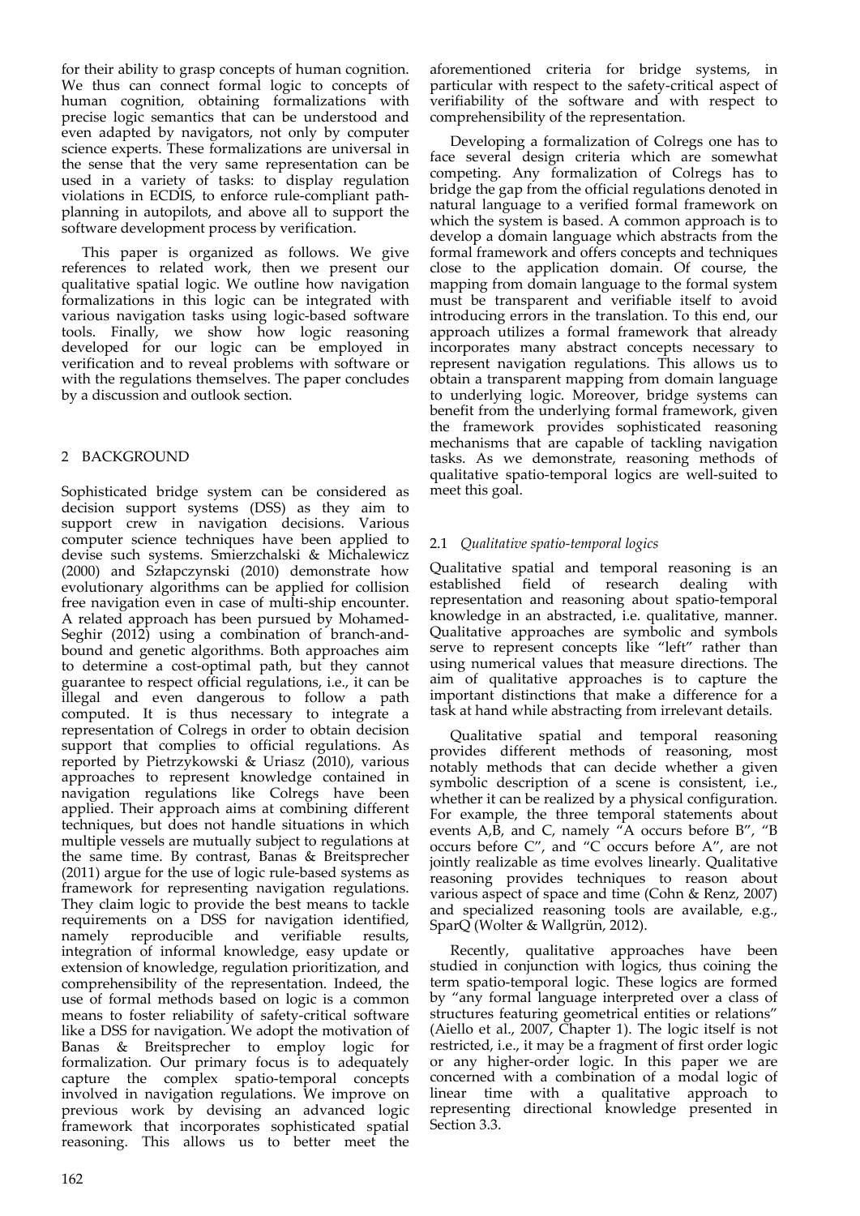for their ability to grasp concepts of human cognition. We thus can connect formal logic to concepts of human cognition, obtaining formalizations with precise logic semantics that can be understood and even adapted by navigators, not only by computer science experts. These formalizations are universal in the sense that the very same representation can be used in a variety of tasks: to display regulation violations in ECDIS, to enforce rule-compliant path-planning in autopilots, and above all to support the software development process by verification.

This paper is organized as follows. We give references to related work, then we present our qualitative spatial logic. We outline how navigation formalizations in this logic can be integrated with various navigation tasks using logic-based software tools. Finally, we show how logic reasoning developed for our logic can be employed in verification and to reveal problems with software or with the regulations themselves. The paper concludes by a discussion and outlook section.

## 2 BACKGROUND

Sophisticated bridge system can be considered as decision support systems (DSS) as they aim to support crew in navigation decisions. Various computer science techniques have been applied to devise such systems. Smierzchalski & Michalewicz (2000) and Szłapczynski (2010) demonstrate how evolutionary algorithms can be applied for collision free navigation even in case of multi-ship encounter. A related approach has been pursued by Mohamed-Seghir (2012) using a combination of branch-and-bound and genetic algorithms. Both approaches aim to determine a cost-optimal path, but they cannot guarantee to respect official regulations, i.e., it can be illegal and even dangerous to follow a path computed. It is thus necessary to integrate a representation of Colregs in order to obtain decision support that complies to official regulations. As reported by Pietrzykowski & Uriasz (2010), various approaches to represent knowledge contained in navigation regulations like Colregs have been applied. Their approach aims at combining different techniques, but does not handle situations in which multiple vessels are mutually subject to regulations at the same time. By contrast, Banas & Breitsprecher (2011) argue for the use of logic rule-based systems as framework for representing navigation regulations. They claim logic to provide the best means to tackle requirements on a DSS for navigation identified, namely reproducible and verifiable results, integration of informal knowledge, easy update or extension of knowledge, regulation prioritization, and comprehensibility of the representation. Indeed, the use of formal methods based on logic is a common means to foster reliability of safety-critical software like a DSS for navigation. We adopt the motivation of Banas & Breitsprecher to employ logic for formalization. Our primary focus is to adequately capture the complex spatio-temporal concepts involved in navigation regulations. We improve on previous work by devising an advanced logic framework that incorporates sophisticated spatial reasoning. This allows us to better meet the aforementioned criteria for bridge systems, in particular with respect to the safety-critical aspect of verifiability of the software and with respect to comprehensibility of the representation.

Developing a formalization of Colregs one has to face several design criteria which are somewhat competing. Any formalization of Colregs has to bridge the gap from the official regulations denoted in natural language to a verified formal framework on which the system is based. A common approach is to develop a domain language which abstracts from the formal framework and offers concepts and techniques close to the application domain. Of course, the mapping from domain language to the formal system must be transparent and verifiable itself to avoid introducing errors in the translation. To this end, our approach utilizes a formal framework that already incorporates many abstract concepts necessary to represent navigation regulations. This allows us to obtain a transparent mapping from domain language to underlying logic. Moreover, bridge systems can benefit from the underlying formal framework, given the framework provides sophisticated reasoning mechanisms that are capable of tackling navigation tasks. As we demonstrate, reasoning methods of qualitative spatio-temporal logics are well-suited to meet this goal.

### 2.1 *Qualitative spatio-temporal logics*

Qualitative spatial and temporal reasoning is an established field of research dealing with representation and reasoning about spatio-temporal knowledge in an abstracted, i.e. qualitative, manner. Qualitative approaches are symbolic and symbols serve to represent concepts like "left" rather than using numerical values that measure directions. The aim of qualitative approaches is to capture the important distinctions that make a difference for a task at hand while abstracting from irrelevant details.

Qualitative spatial and temporal reasoning provides different methods of reasoning, most notably methods that can decide whether a given symbolic description of a scene is consistent, i.e., whether it can be realized by a physical configuration. For example, the three temporal statements about events A,B, and C, namely "A occurs before B", "B occurs before C", and "C occurs before A", are not jointly realizable as time evolves linearly. Qualitative reasoning provides techniques to reason about various aspect of space and time (Cohn & Renz, 2007) and specialized reasoning tools are available, e.g., SparQ (Wolter & Wallgrün, 2012).

Recently, qualitative approaches have been studied in conjunction with logics, thus coining the term spatio-temporal logic. These logics are formed by "any formal language interpreted over a class of structures featuring geometrical entities or relations" (Aiello et al., 2007, Chapter 1). The logic itself is not restricted, i.e., it may be a fragment of first order logic or any higher-order logic. In this paper we are concerned with a combination of a modal logic of linear time with a qualitative approach to representing directional knowledge presented in Section 3.3.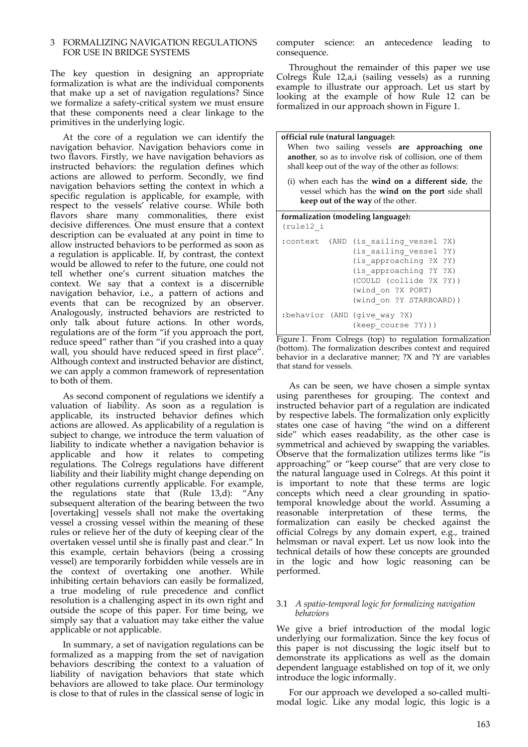## 3 FORMALIZING NAVIGATION REGULATIONS FOR USE IN BRIDGE SYSTEMS

The key question in designing an appropriate formalization is what are the individual components that make up a set of navigation regulations? Since we formalize a safety-critical system we must ensure that these components need a clear linkage to the primitives in the underlying logic.

At the core of a regulation we can identify the navigation behavior. Navigation behaviors come in two flavors. Firstly, we have navigation behaviors as instructed behaviors: the regulation defines which actions are allowed to perform. Secondly, we find navigation behaviors setting the context in which a specific regulation is applicable, for example, with respect to the vessels' relative course. While both flavors share many commonalities, there exist decisive differences. One must ensure that a context description can be evaluated at any point in time to allow instructed behaviors to be performed as soon as a regulation is applicable. If, by contrast, the context would be allowed to refer to the future, one could not tell whether one's current situation matches the context. We say that a context is a discernible navigation behavior, i.e., a pattern of actions and events that can be recognized by an observer. Analogously, instructed behaviors are restricted to only talk about future actions. In other words, regulations are of the form "if you approach the port, reduce speed" rather than "if you crashed into a quay wall, you should have reduced speed in first place". Although context and instructed behavior are distinct, we can apply a common framework of representation to both of them.

As second component of regulations we identify a valuation of liability. As soon as a regulation is applicable, its instructed behavior defines which actions are allowed. As applicability of a regulation is subject to change, we introduce the term valuation of liability to indicate whether a navigation behavior is applicable and how it relates to competing regulations. The Colregs regulations have different liability and their liability might change depending on other regulations currently applicable. For example, the regulations state that (Rule 13,d): "Any subsequent alteration of the bearing between the two [overtaking] vessels shall not make the overtaking vessel a crossing vessel within the meaning of these rules or relieve her of the duty of keeping clear of the overtaken vessel until she is finally past and clear." In this example, certain behaviors (being a crossing vessel) are temporarily forbidden while vessels are in the context of overtaking one another. While inhibiting certain behaviors can easily be formalized, a true modeling of rule precedence and conflict resolution is a challenging aspect in its own right and outside the scope of this paper. For time being, we simply say that a valuation may take either the value applicable or not applicable.

In summary, a set of navigation regulations can be formalized as a mapping from the set of navigation behaviors describing the context to a valuation of liability of navigation behaviors that state which behaviors are allowed to take place. Our terminology is close to that of rules in the classical sense of logic in computer science: an antecedence leading to consequence.

Throughout the remainder of this paper we use Colregs Rule 12,a,i (sailing vessels) as a running example to illustrate our approach. Let us start by looking at the example of how Rule 12 can be formalized in our approach shown in Figure 1.

**official rule (natural language):**

When two sailing vessels **are approaching one another**, so as to involve risk of collision, one of them shall keep out of the way of the other as follows:

(i) when each has the **wind on a different side**, the vessel which has the **wind on the port** side shall **keep out of the way** of the other.

**formalization (modeling language):**

```
(rule12_i

:context  (AND (is_sailing_vessel ?X)
               (is_sailing_vessel ?Y)
               (is_approaching ?X ?Y)
               (is_approaching ?Y ?X)
               (COULD (collide ?X ?Y))
               (wind_on ?X PORT)
               (wind_on ?Y STARBOARD))

:behavior (AND (give_way ?X)
               (keep_course ?Y)))
```

Figure 1. From Colregs (top) to regulation formalization (bottom). The formalization describes context and required behavior in a declarative manner; ?X and ?Y are variables that stand for vessels.

As can be seen, we have chosen a simple syntax using parentheses for grouping. The context and instructed behavior part of a regulation are indicated by respective labels. The formalization only explicitly states one case of having "the wind on a different side" which eases readability, as the other case is symmetrical and achieved by swapping the variables. Observe that the formalization utilizes terms like "is approaching" or "keep course" that are very close to the natural language used in Colregs. At this point it is important to note that these terms are logic concepts which need a clear grounding in spatio-temporal knowledge about the world. Assuming a reasonable interpretation of these terms, the formalization can easily be checked against the official Colregs by any domain expert, e.g., trained helmsman or naval expert. Let us now look into the technical details of how these concepts are grounded in the logic and how logic reasoning can be performed.

### 3.1 *A spatio-temporal logic for formalizing navigation behaviors*

We give a brief introduction of the modal logic underlying our formalization. Since the key focus of this paper is not discussing the logic itself but to demonstrate its applications as well as the domain dependent language established on top of it, we only introduce the logic informally.

For our approach we developed a so-called multi-modal logic. Like any modal logic, this logic is a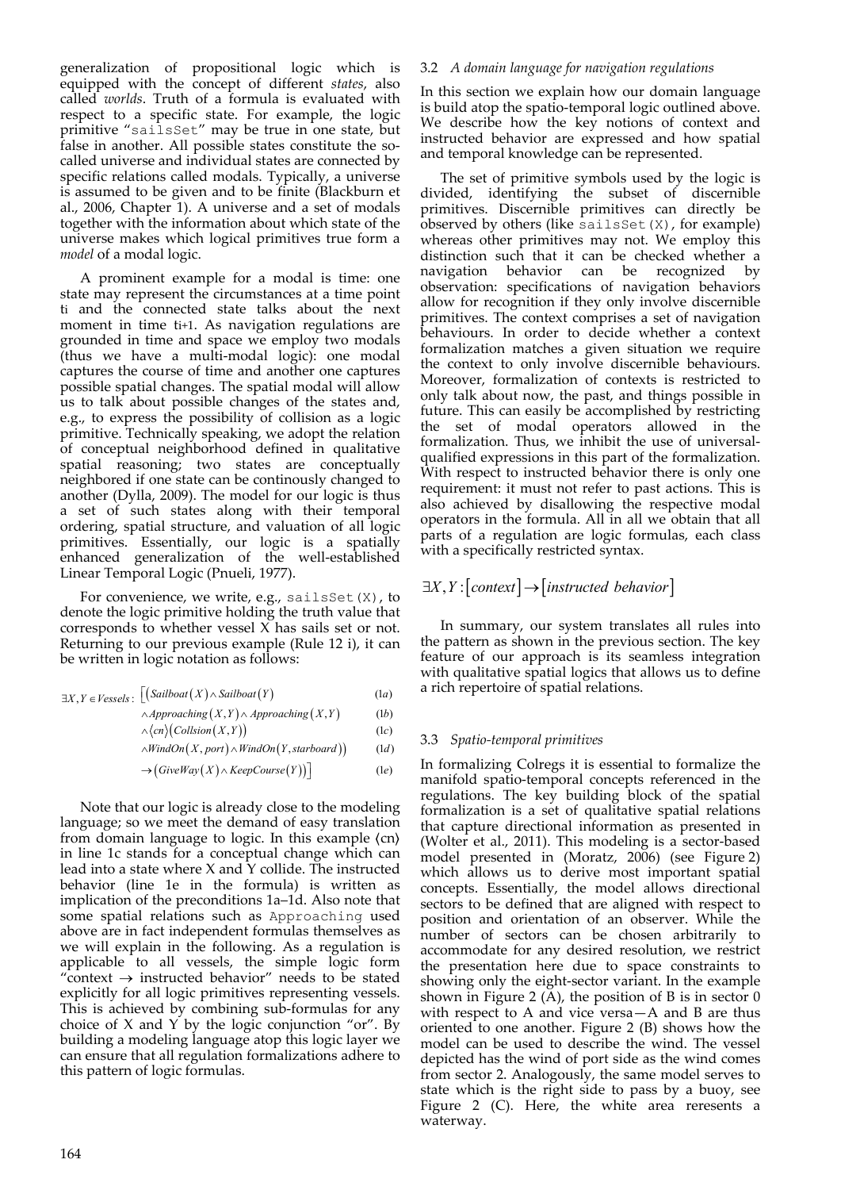generalization of propositional logic which is equipped with the concept of different *states*, also called *worlds*. Truth of a formula is evaluated with respect to a specific state. For example, the logic primitive "`sailsSet`" may be true in one state, but false in another. All possible states constitute the so-called universe and individual states are connected by specific relations called modals. Typically, a universe is assumed to be given and to be finite (Blackburn et al., 2006, Chapter 1). A universe and a set of modals together with the information about which state of the universe makes which logical primitives true form a *model* of a modal logic.

A prominent example for a modal is time: one state may represent the circumstances at a time point $t_i$ and the connected state talks about the next moment in time $t_{i+1}$. As navigation regulations are grounded in time and space we employ two modals (thus we have a multi-modal logic): one modal captures the course of time and another one captures possible spatial changes. The spatial modal will allow us to talk about possible changes of the states and, e.g., to express the possibility of collision as a logic primitive. Technically speaking, we adopt the relation of conceptual neighborhood defined in qualitative spatial reasoning; two states are conceptually neighbored if one state can be continously changed to another (Dylla, 2009). The model for our logic is thus a set of such states along with their temporal ordering, spatial structure, and valuation of all logic primitives. Essentially, our logic is a spatially enhanced generalization of the well-established Linear Temporal Logic (Pnueli, 1977).

For convenience, we write, e.g., `sailsSet(X)`, to denote the logic primitive holding the truth value that corresponds to whether vessel X has sails set or not. Returning to our previous example (Rule 12 i), it can be written in logic notation as follows:

$$
\begin{aligned}
\exists X,Y \in Vessels:\ \big[ & \big(Sailboat(X) \wedge Sailboat(Y) && (1a)\\
& \wedge Approaching(X,Y) \wedge Approaching(X,Y) && (1b)\\
& \wedge \langle cn \rangle \big(Collision(X,Y)\big) && (1c)\\
& \wedge WindOn(X, port) \wedge WindOn(Y, starboard)\big) && (1d)\\
& \rightarrow \big(GiveWay(X) \wedge KeepCourse(Y)\big)\big] && (1e)
\end{aligned}
$$

Note that our logic is already close to the modeling language; so we meet the demand of easy translation from domain language to logic. In this example $\langle cn \rangle$ in line 1c stands for a conceptual change which can lead into a state where X and Y collide. The instructed behavior (line 1e in the formula) is written as implication of the preconditions 1a–1d. Also note that some spatial relations such as `Approaching` used above are in fact independent formulas themselves as we will explain in the following. As a regulation is applicable to all vessels, the simple logic form "context → instructed behavior" needs to be stated explicitly for all logic primitives representing vessels. This is achieved by combining sub-formulas for any choice of X and Y by the logic conjunction "or". By building a modeling language atop this logic layer we can ensure that all regulation formalizations adhere to this pattern of logic formulas.

### 3.2 *A domain language for navigation regulations*

In this section we explain how our domain language is build atop the spatio-temporal logic outlined above. We describe how the key notions of context and instructed behavior are expressed and how spatial and temporal knowledge can be represented.

The set of primitive symbols used by the logic is divided, identifying the subset of discernible primitives. Discernible primitives can directly be observed by others (like `sailsSet(X)`, for example) whereas other primitives may not. We employ this distinction such that it can be checked whether a navigation behavior can be recognized by observation: specifications of navigation behaviors allow for recognition if they only involve discernible primitives. The context comprises a set of navigation behaviours. In order to decide whether a context formalization matches a given situation we require the context to only involve discernible behaviours. Moreover, formalization of contexts is restricted to only talk about now, the past, and things possible in future. This can easily be accomplished by restricting the set of modal operators allowed in the formalization. Thus, we inhibit the use of universal-qualified expressions in this part of the formalization. With respect to instructed behavior there is only one requirement: it must not refer to past actions. This is also achieved by disallowing the respective modal operators in the formula. All in all we obtain that all parts of a regulation are logic formulas, each class with a specifically restricted syntax.

$$\exists X,Y : [context] \rightarrow [instructed\ behavior]$$

In summary, our system translates all rules into the pattern as shown in the previous section. The key feature of our approach is its seamless integration with qualitative spatial logics that allows us to define a rich repertoire of spatial relations.

### 3.3 *Spatio-temporal primitives*

In formalizing Colregs it is essential to formalize the manifold spatio-temporal concepts referenced in the regulations. The key building block of the spatial formalization is a set of qualitative spatial relations that capture directional information as presented in (Wolter et al., 2011). This modeling is a sector-based model presented in (Moratz, 2006) (see Figure 2) which allows us to derive most important spatial concepts. Essentially, the model allows directional sectors to be defined that are aligned with respect to position and orientation of an observer. While the number of sectors can be chosen arbitrarily to accommodate for any desired resolution, we restrict the presentation here due to space constraints to showing only the eight-sector variant. In the example shown in Figure 2 (A), the position of B is in sector 0 with respect to A and vice versa—A and B are thus oriented to one another. Figure 2 (B) shows how the model can be used to describe the wind. The vessel depicted has the wind of port side as the wind comes from sector 2. Analogously, the same model serves to state which is the right side to pass by a buoy, see Figure 2 (C). Here, the white area reresents a waterway.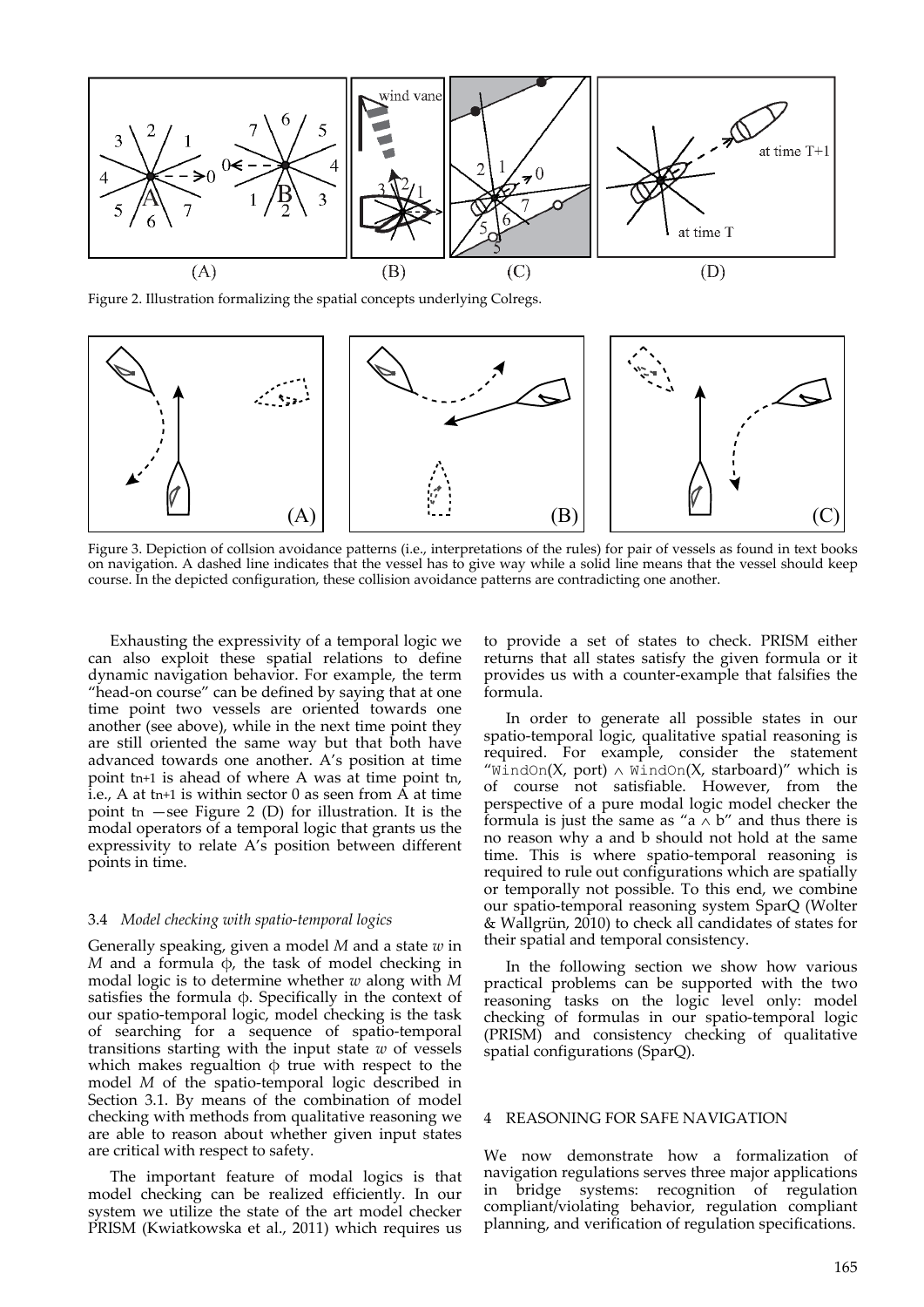Figure 2. Illustration formalizing the spatial concepts underlying Colregs.

Figure 3. Depiction of collsion avoidance patterns (i.e., interpretations of the rules) for pair of vessels as found in text books on navigation. A dashed line indicates that the vessel has to give way while a solid line means that the vessel should keep course. In the depicted configuration, these collision avoidance patterns are contradicting one another.

Exhausting the expressivity of a temporal logic we can also exploit these spatial relations to define dynamic navigation behavior. For example, the term "head-on course" can be defined by saying that at one time point two vessels are oriented towards one another (see above), while in the next time point they are still oriented the same way but that both have advanced towards one another. A's position at time point $t_{n+1}$ is ahead of where A was at time point $t_n$, i.e., A at $t_{n+1}$ is within sector 0 as seen from A at time point $t_n$ —see Figure 2 (D) for illustration. It is the modal operators of a temporal logic that grants us the expressivity to relate A's position between different points in time.

### 3.4 *Model checking with spatio-temporal logics*

Generally speaking, given a model *M* and a state *w* in *M* and a formula $\phi$, the task of model checking in modal logic is to determine whether *w* along with *M* satisfies the formula $\phi$. Specifically in the context of our spatio-temporal logic, model checking is the task of searching for a sequence of spatio-temporal transitions starting with the input state *w* of vessels which makes regualtion $\phi$ true with respect to the model *M* of the spatio-temporal logic described in Section 3.1. By means of the combination of model checking with methods from qualitative reasoning we are able to reason about whether given input states are critical with respect to safety.

The important feature of modal logics is that model checking can be realized efficiently. In our system we utilize the state of the art model checker PRISM (Kwiatkowska et al., 2011) which requires us to provide a set of states to check. PRISM either returns that all states satisfy the given formula or it provides us with a counter-example that falsifies the formula.

In order to generate all possible states in our spatio-temporal logic, qualitative spatial reasoning is required. For example, consider the statement "`WindOn`(X, port) $\wedge$ `WindOn`(X, starboard)" which is of course not satisfiable. However, from the perspective of a pure modal logic model checker the formula is just the same as "a $\wedge$ b" and thus there is no reason why a and b should not hold at the same time. This is where spatio-temporal reasoning is required to rule out configurations which are spatially or temporally not possible. To this end, we combine our spatio-temporal reasoning system SparQ (Wolter & Wallgrün, 2010) to check all candidates of states for their spatial and temporal consistency.

In the following section we show how various practical problems can be supported with the two reasoning tasks on the logic level only: model checking of formulas in our spatio-temporal logic (PRISM) and consistency checking of qualitative spatial configurations (SparQ).

## 4 REASONING FOR SAFE NAVIGATION

We now demonstrate how a formalization of navigation regulations serves three major applications in bridge systems: recognition of regulation compliant/violating behavior, regulation compliant planning, and verification of regulation specifications.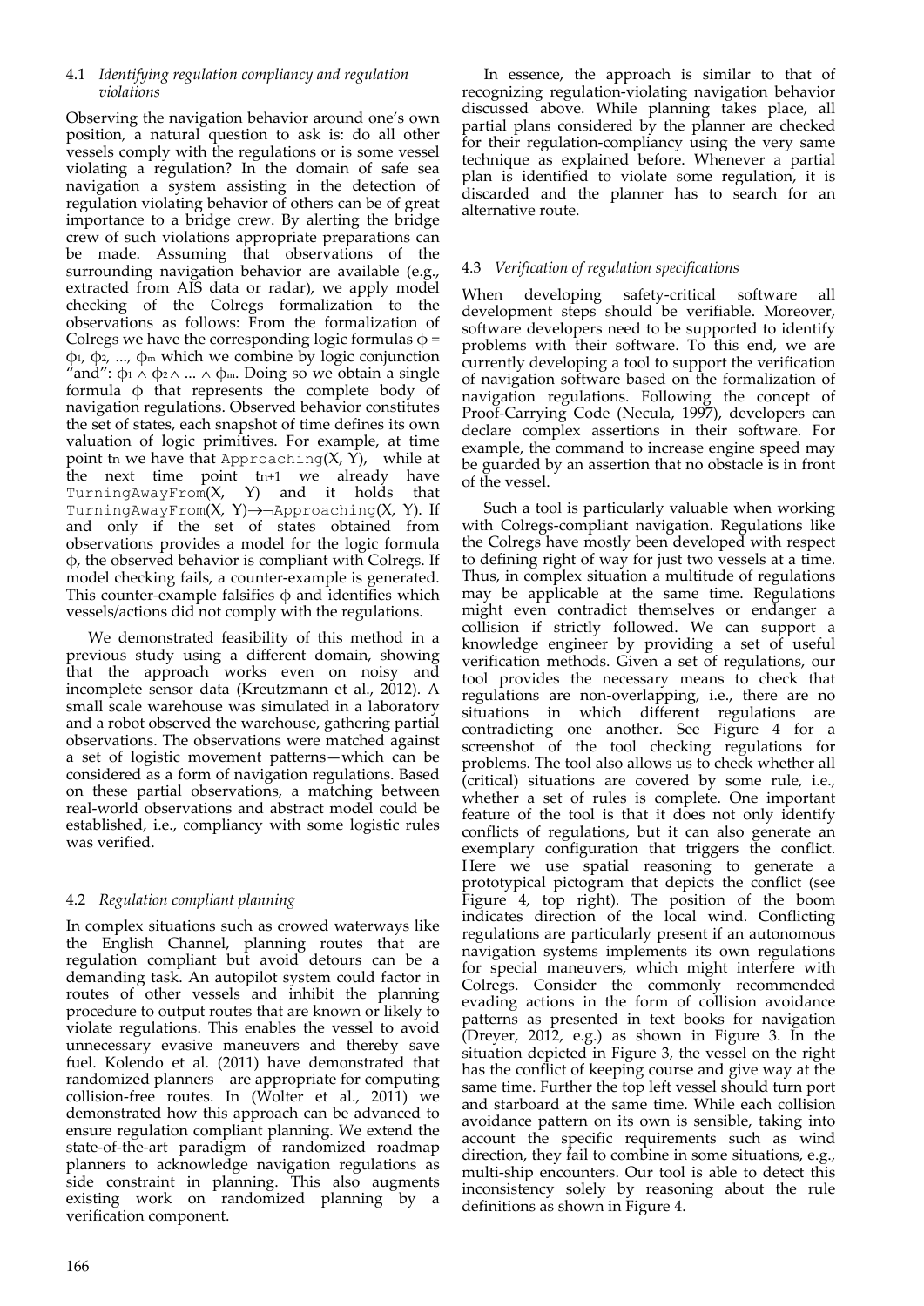### 4.1 *Identifying regulation compliancy and regulation violations*

Observing the navigation behavior around one's own position, a natural question to ask is: do all other vessels comply with the regulations or is some vessel violating a regulation? In the domain of safe sea navigation a system assisting in the detection of regulation violating behavior of others can be of great importance to a bridge crew. By alerting the bridge crew of such violations appropriate preparations can be made. Assuming that observations of the surrounding navigation behavior are available (e.g., extracted from AIS data or radar), we apply model checking of the Colregs formalization to the observations as follows: From the formalization of Colregs we have the corresponding logic formulas $\phi = \phi_1, \phi_2, ..., \phi_m$ which we combine by logic conjunction "and": $\phi_1 \wedge \phi_2 \wedge ... \wedge \phi_m$. Doing so we obtain a single formula $\phi$ that represents the complete body of navigation regulations. Observed behavior constitutes the set of states, each snapshot of time defines its own valuation of logic primitives. For example, at time point $t_n$ we have that `Approaching`(X, Y), while at the next time point $t_{n+1}$ we already have `TurningAwayFrom`(X, Y) and it holds that `TurningAwayFrom`(X, Y)$\rightarrow\neg$`Approaching`(X, Y). If and only if the set of states obtained from observations provides a model for the logic formula $\phi$, the observed behavior is compliant with Colregs. If model checking fails, a counter-example is generated. This counter-example falsifies $\phi$ and identifies which vessels/actions did not comply with the regulations.

We demonstrated feasibility of this method in a previous study using a different domain, showing that the approach works even on noisy and incomplete sensor data (Kreutzmann et al., 2012). A small scale warehouse was simulated in a laboratory and a robot observed the warehouse, gathering partial observations. The observations were matched against a set of logistic movement patterns—which can be considered as a form of navigation regulations. Based on these partial observations, a matching between real-world observations and abstract model could be established, i.e., compliancy with some logistic rules was verified.

### 4.2 *Regulation compliant planning*

In complex situations such as crowed waterways like the English Channel, planning routes that are regulation compliant but avoid detours can be a demanding task. An autopilot system could factor in routes of other vessels and inhibit the planning procedure to output routes that are known or likely to violate regulations. This enables the vessel to avoid unnecessary evasive maneuvers and thereby save fuel. Kolendo et al. (2011) have demonstrated that randomized planners are appropriate for computing collision-free routes. In (Wolter et al., 2011) we demonstrated how this approach can be advanced to ensure regulation compliant planning. We extend the state-of-the-art paradigm of randomized roadmap planners to acknowledge navigation regulations as side constraint in planning. This also augments existing work on randomized planning by a verification component.

In essence, the approach is similar to that of recognizing regulation-violating navigation behavior discussed above. While planning takes place, all partial plans considered by the planner are checked for their regulation-compliancy using the very same technique as explained before. Whenever a partial plan is identified to violate some regulation, it is discarded and the planner has to search for an alternative route.

### 4.3 *Verification of regulation specifications*

When developing safety-critical software all development steps should be verifiable. Moreover, software developers need to be supported to identify problems with their software. To this end, we are currently developing a tool to support the verification of navigation software based on the formalization of navigation regulations. Following the concept of Proof-Carrying Code (Necula, 1997), developers can declare complex assertions in their software. For example, the command to increase engine speed may be guarded by an assertion that no obstacle is in front of the vessel.

Such a tool is particularly valuable when working with Colregs-compliant navigation. Regulations like the Colregs have mostly been developed with respect to defining right of way for just two vessels at a time. Thus, in complex situation a multitude of regulations may be applicable at the same time. Regulations might even contradict themselves or endanger a collision if strictly followed. We can support a knowledge engineer by providing a set of useful verification methods. Given a set of regulations, our tool provides the necessary means to check that regulations are non-overlapping, i.e., there are no situations in which different regulations are contradicting one another. See Figure 4 for a screenshot of the tool checking regulations for problems. The tool also allows us to check whether all (critical) situations are covered by some rule, i.e., whether a set of rules is complete. One important feature of the tool is that it does not only identify conflicts of regulations, but it can also generate an exemplary configuration that triggers the conflict. Here we use spatial reasoning to generate a prototypical pictogram that depicts the conflict (see Figure 4, top right). The position of the boom indicates direction of the local wind. Conflicting regulations are particularly present if an autonomous navigation systems implements its own regulations for special maneuvers, which might interfere with Colregs. Consider the commonly recommended evading actions in the form of collision avoidance patterns as presented in text books for navigation (Dreyer, 2012, e.g.) as shown in Figure 3. In the situation depicted in Figure 3, the vessel on the right has the conflict of keeping course and give way at the same time. Further the top left vessel should turn port and starboard at the same time. While each collision avoidance pattern on its own is sensible, taking into account the specific requirements such as wind direction, they fail to combine in some situations, e.g., multi-ship encounters. Our tool is able to detect this inconsistency solely by reasoning about the rule definitions as shown in Figure 4.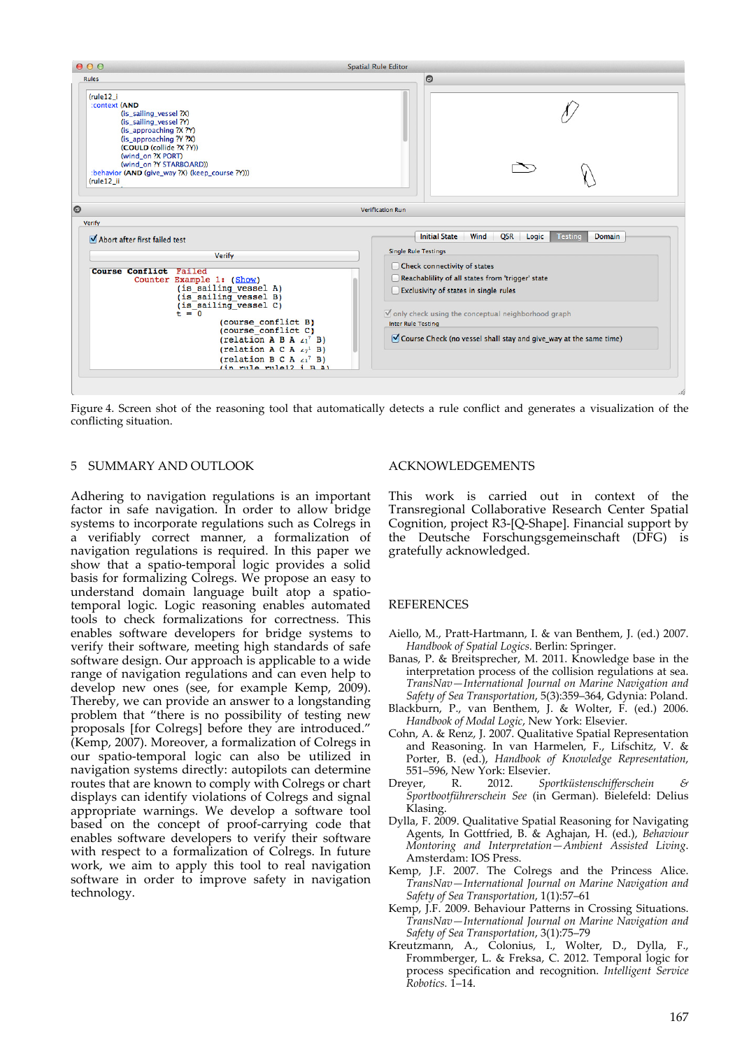Figure 4. Screen shot of the reasoning tool that automatically detects a rule conflict and generates a visualization of the conflicting situation.

## 5 SUMMARY AND OUTLOOK

Adhering to navigation regulations is an important factor in safe navigation. In order to allow bridge systems to incorporate regulations such as Colregs in a verifiably correct manner, a formalization of navigation regulations is required. In this paper we show that a spatio-temporal logic provides a solid basis for formalizing Colregs. We propose an easy to understand domain language built atop a spatio-temporal logic. Logic reasoning enables automated tools to check formalizations for correctness. This enables software developers for bridge systems to verify their software, meeting high standards of safe software design. Our approach is applicable to a wide range of navigation regulations and can even help to develop new ones (see, for example Kemp, 2009). Thereby, we can provide an answer to a longstanding problem that "there is no possibility of testing new proposals [for Colregs] before they are introduced." (Kemp, 2007). Moreover, a formalization of Colregs in our spatio-temporal logic can also be utilized in navigation systems directly: autopilots can determine routes that are known to comply with Colregs or chart displays can identify violations of Colregs and signal appropriate warnings. We develop a software tool based on the concept of proof-carrying code that enables software developers to verify their software with respect to a formalization of Colregs. In future work, we aim to apply this tool to real navigation software in order to improve safety in navigation technology.

## ACKNOWLEDGEMENTS

This work is carried out in context of the Transregional Collaborative Research Center Spatial Cognition, project R3-[Q-Shape]. Financial support by the Deutsche Forschungsgemeinschaft (DFG) is gratefully acknowledged.

## REFERENCES

Aiello, M., Pratt-Hartmann, I. & van Benthem, J. (ed.) 2007. *Handbook of Spatial Logics*. Berlin: Springer.

Banas, P. & Breitsprecher, M. 2011. Knowledge base in the interpretation process of the collision regulations at sea. *TransNav—International Journal on Marine Navigation and Safety of Sea Transportation*, 5(3):359–364, Gdynia: Poland.

Blackburn, P., van Benthem, J. & Wolter, F. (ed.) 2006. *Handbook of Modal Logic*, New York: Elsevier.

Cohn, A. & Renz, J. 2007. Qualitative Spatial Representation and Reasoning. In van Harmelen, F., Lifschitz, V. & Porter, B. (ed.), *Handbook of Knowledge Representation*, 551–596, New York: Elsevier.

Dreyer, R. 2012. *Sportküstenschifferschein & Sportbootführerschein See* (in German). Bielefeld: Delius Klasing.

Dylla, F. 2009. Qualitative Spatial Reasoning for Navigating Agents, In Gottfried, B. & Aghajan, H. (ed.), *Behaviour Montoring and Interpretation—Ambient Assisted Living*. Amsterdam: IOS Press.

Kemp, J.F. 2007. The Colregs and the Princess Alice. *TransNav—International Journal on Marine Navigation and Safety of Sea Transportation*, 1(1):57–61

Kemp, J.F. 2009. Behaviour Patterns in Crossing Situations. *TransNav—International Journal on Marine Navigation and Safety of Sea Transportation*, 3(1):75–79

Kreutzmann, A., Colonius, I., Wolter, D., Dylla, F., Frommberger, L. & Freksa, C. 2012. Temporal logic for process specification and recognition. *Intelligent Service Robotics*. 1–14.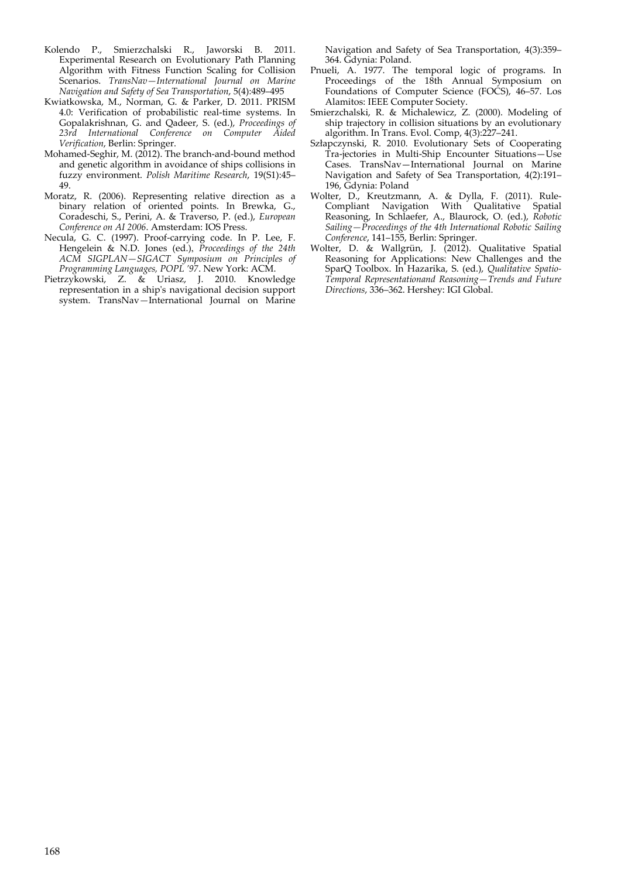Kolendo P., Smierzchalski R., Jaworski B. 2011. Experimental Research on Evolutionary Path Planning Algorithm with Fitness Function Scaling for Collision Scenarios. *TransNav—International Journal on Marine Navigation and Safety of Sea Transportation*, 5(4):489–495

Kwiatkowska, M., Norman, G. & Parker, D. 2011. PRISM 4.0: Verification of probabilistic real-time systems. In Gopalakrishnan, G. and Qadeer, S. (ed.), *Proceedings of 23rd International Conference on Computer Aided Verification*, Berlin: Springer.

Mohamed-Seghir, M. (2012). The branch-and-bound method and genetic algorithm in avoidance of ships collisions in fuzzy environment. *Polish Maritime Research*, 19(S1):45–49.

Moratz, R. (2006). Representing relative direction as a binary relation of oriented points. In Brewka, G., Coradeschi, S., Perini, A. & Traverso, P. (ed.), *European Conference on AI 2006*. Amsterdam: IOS Press.

Necula, G. C. (1997). Proof-carrying code. In P. Lee, F. Hengelein & N.D. Jones (ed.), *Proceedings of the 24th ACM SIGPLAN—SIGACT Symposium on Principles of Programming Languages, POPL '97*. New York: ACM.

Pietrzykowski, Z. & Uriasz, J. 2010. Knowledge representation in a ship's navigational decision support system. TransNav—International Journal on Marine Navigation and Safety of Sea Transportation, 4(3):359–364. Gdynia: Poland.

Pnueli, A. 1977. The temporal logic of programs. In Proceedings of the 18th Annual Symposium on Foundations of Computer Science (FOCS), 46–57. Los Alamitos: IEEE Computer Society.

Smierzchalski, R. & Michalewicz, Z. (2000). Modeling of ship trajectory in collision situations by an evolutionary algorithm. In Trans. Evol. Comp, 4(3):227–241.

Szłapczynski, R. 2010. Evolutionary Sets of Cooperating Tra-jectories in Multi-Ship Encounter Situations—Use Cases. TransNav—International Journal on Marine Navigation and Safety of Sea Transportation, 4(2):191–196, Gdynia: Poland

Wolter, D., Kreutzmann, A. & Dylla, F. (2011). Rule-Compliant Navigation With Qualitative Spatial Reasoning, In Schlaefer, A., Blaurock, O. (ed.), *Robotic Sailing—Proceedings of the 4th International Robotic Sailing Conference*, 141–155, Berlin: Springer.

Wolter, D. & Wallgrün, J. (2012). Qualitative Spatial Reasoning for Applications: New Challenges and the SparQ Toolbox. In Hazarika, S. (ed.), *Qualitative Spatio-Temporal Representationand Reasoning—Trends and Future Directions*, 336–362. Hershey: IGI Global.